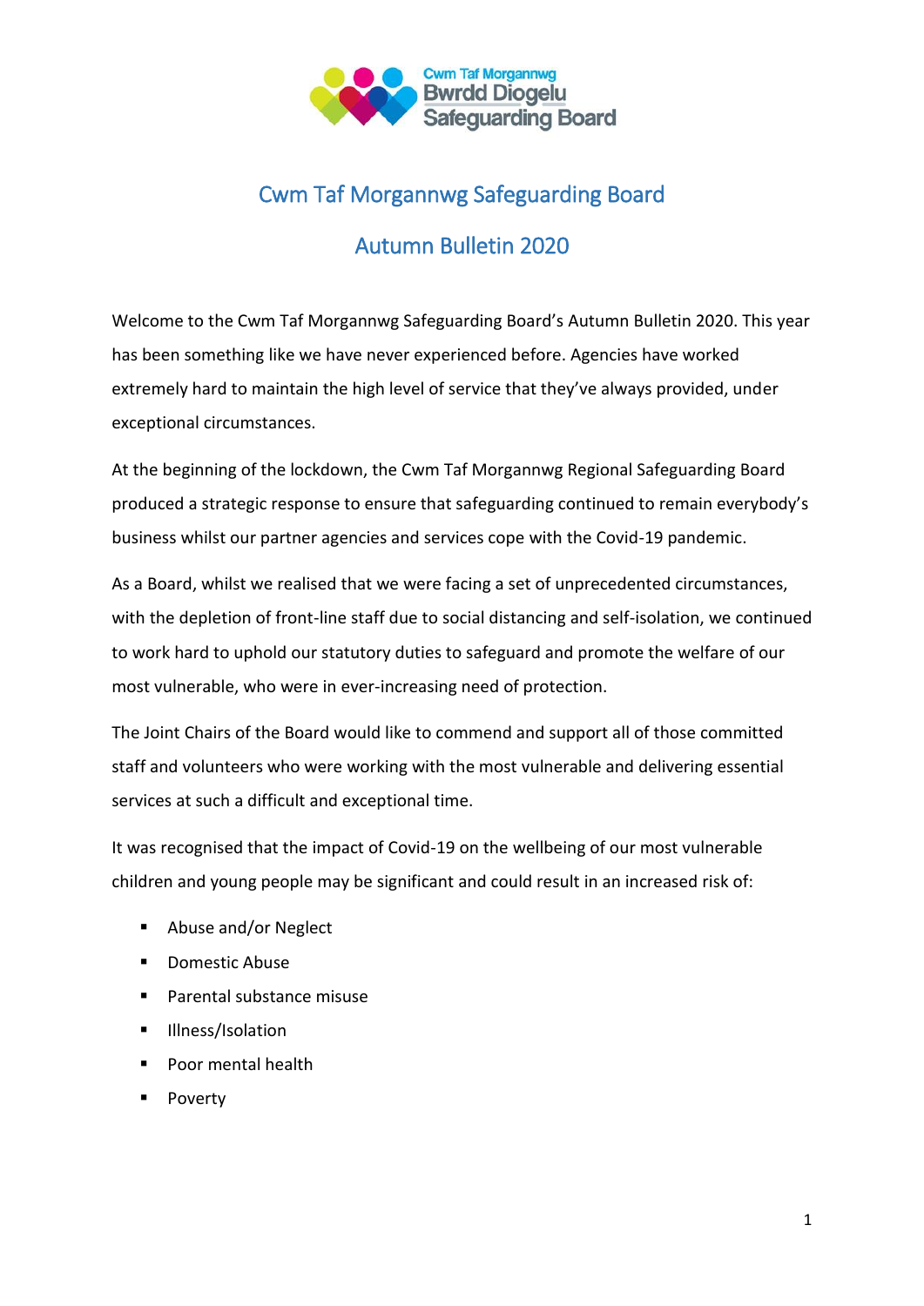# Cwm Taf Morgannwg Safeguarding Board

## Autumn Bulletin 2020

Welcome to the Cwm Taf Morgannwg Safeguarding Board's Autumn Bulletin 2020. This year has been something like we have never experienced before. Agencies have worked extremely hard to maintain the high level of service that they've always provided, under exceptional circumstances.

At the beginning of the lockdown, the Cwm Taf Morgannwg Regional Safeguarding Board produced a strategic response to ensure that safeguarding continued to remain everybody's business whilst our partner agencies and services cope with the Covid-19 pandemic.

As a Board, whilst we realised that we were facing a set of unprecedented circumstances, with the depletion of front-line staff due to social distancing and self-isolation, we continued to work hard to uphold our statutory duties to safeguard and promote the welfare of our most vulnerable, who were in ever-increasing need of protection.

The Joint Chairs of the Board would like to commend and support all of those committed staff and volunteers who were working with the most vulnerable and delivering essential services at such a difficult and exceptional time.

It was recognised that the impact of Covid-19 on the wellbeing of our most vulnerable children and young people may be significant and could result in an increased risk of:

- Abuse and/or Neglect
- Domestic Abuse
- Parental substance misuse
- Illness/Isolation
- Poor mental health
- Poverty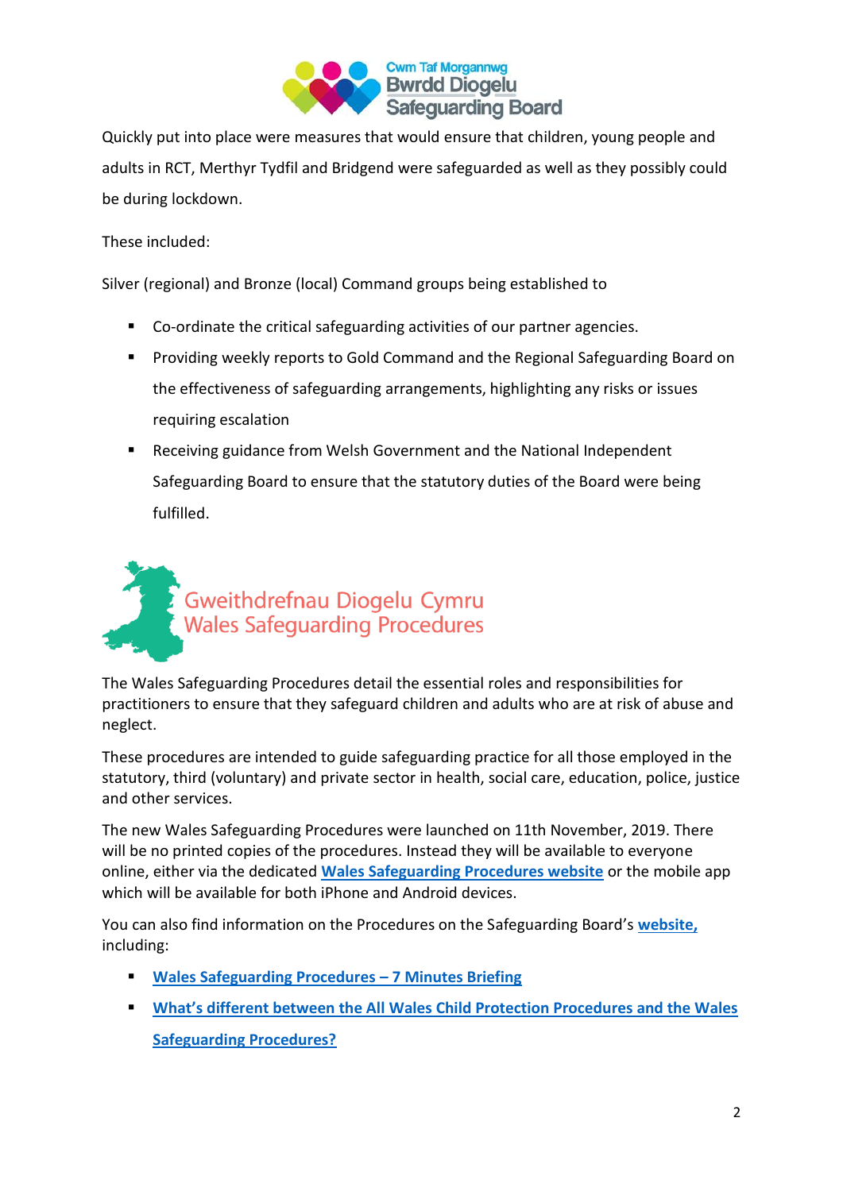Quickly put into place were measures that would ensure that children, young people and adults in RCT, Merthyr Tydfil and Bridgend were safeguarded as well as they possibly could be during lockdown.

These included:

Silver (regional) and Bronze (local) Command groups being established to

- Co-ordinate the critical safeguarding activities of our partner agencies.
- Providing weekly reports to Gold Command and the Regional Safeguarding Board on the effectiveness of safeguarding arrangements, highlighting any risks or issues requiring escalation
- Receiving guidance from Welsh Government and the National Independent Safeguarding Board to ensure that the statutory duties of the Board were being fulfilled.

## Gweithdrefnau Diogelu Cymru
## Wales Safeguarding Procedures

The Wales Safeguarding Procedures detail the essential roles and responsibilities for practitioners to ensure that they safeguard children and adults who are at risk of abuse and neglect.

These procedures are intended to guide safeguarding practice for all those employed in the statutory, third (voluntary) and private sector in health, social care, education, police, justice and other services.

The new Wales Safeguarding Procedures were launched on 11th November, 2019. There will be no printed copies of the procedures. Instead they will be available to everyone online, either via the dedicated **Wales Safeguarding Procedures website** or the mobile app which will be available for both iPhone and Android devices.

You can also find information on the Procedures on the Safeguarding Board's **website,** including:

- **Wales Safeguarding Procedures – 7 Minutes Briefing**
- **What's different between the All Wales Child Protection Procedures and the Wales Safeguarding Procedures?**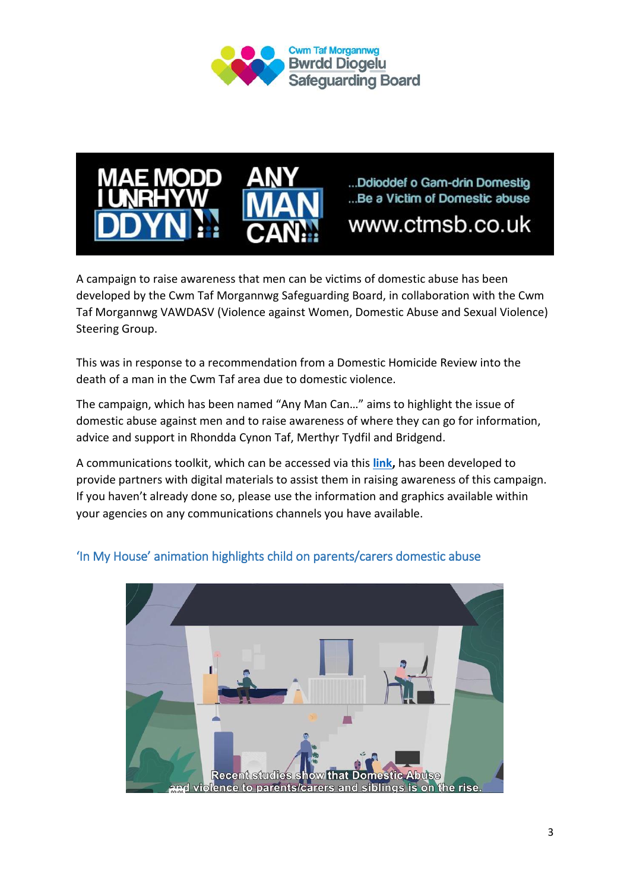A campaign to raise awareness that men can be victims of domestic abuse has been developed by the Cwm Taf Morgannwg Safeguarding Board, in collaboration with the Cwm Taf Morgannwg VAWDASV (Violence against Women, Domestic Abuse and Sexual Violence) Steering Group.

This was in response to a recommendation from a Domestic Homicide Review into the death of a man in the Cwm Taf area due to domestic violence.

The campaign, which has been named "Any Man Can…" aims to highlight the issue of domestic abuse against men and to raise awareness of where they can go for information, advice and support in Rhondda Cynon Taf, Merthyr Tydfil and Bridgend.

A communications toolkit, which can be accessed via this **link**, has been developed to provide partners with digital materials to assist them in raising awareness of this campaign. If you haven't already done so, please use the information and graphics available within your agencies on any communications channels you have available.

## 'In My House' animation highlights child on parents/carers domestic abuse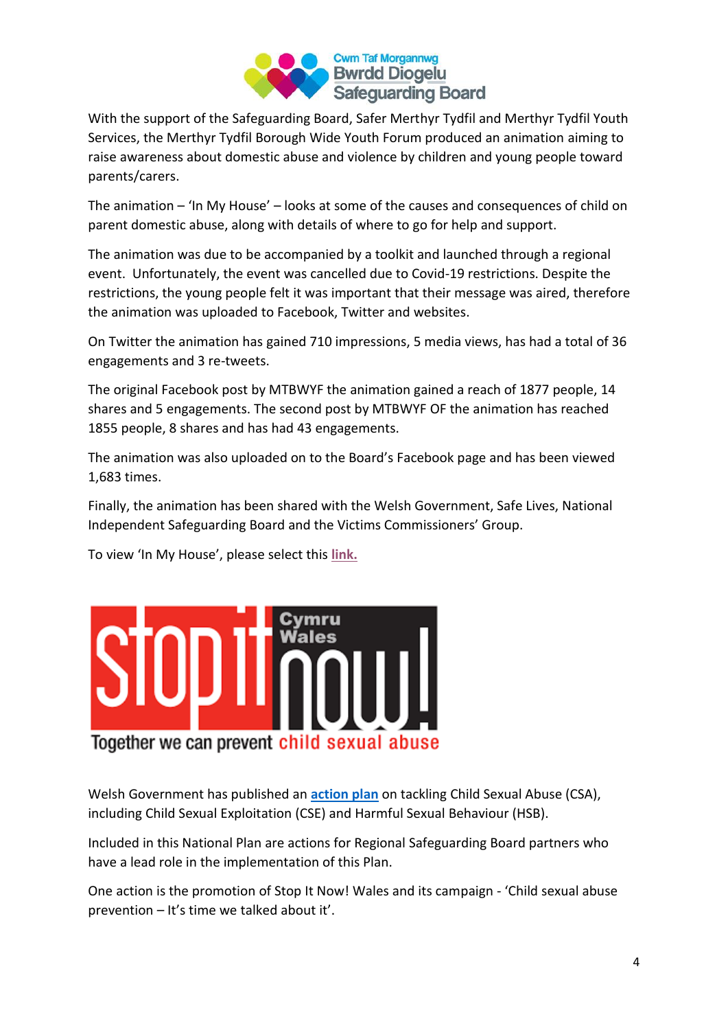With the support of the Safeguarding Board, Safer Merthyr Tydfil and Merthyr Tydfil Youth Services, the Merthyr Tydfil Borough Wide Youth Forum produced an animation aiming to raise awareness about domestic abuse and violence by children and young people toward parents/carers.

The animation – 'In My House' – looks at some of the causes and consequences of child on parent domestic abuse, along with details of where to go for help and support.

The animation was due to be accompanied by a toolkit and launched through a regional event. Unfortunately, the event was cancelled due to Covid-19 restrictions. Despite the restrictions, the young people felt it was important that their message was aired, therefore the animation was uploaded to Facebook, Twitter and websites.

On Twitter the animation has gained 710 impressions, 5 media views, has had a total of 36 engagements and 3 re-tweets.

The original Facebook post by MTBWYF the animation gained a reach of 1877 people, 14 shares and 5 engagements. The second post by MTBWYF OF the animation has reached 1855 people, 8 shares and has had 43 engagements.

The animation was also uploaded on to the Board's Facebook page and has been viewed 1,683 times.

Finally, the animation has been shared with the Welsh Government, Safe Lives, National Independent Safeguarding Board and the Victims Commissioners' Group.

To view 'In My House', please select this **link.**

Stop it now! Cymru Wales

Together we can prevent child sexual abuse

Welsh Government has published an **action plan** on tackling Child Sexual Abuse (CSA), including Child Sexual Exploitation (CSE) and Harmful Sexual Behaviour (HSB).

Included in this National Plan are actions for Regional Safeguarding Board partners who have a lead role in the implementation of this Plan.

One action is the promotion of Stop It Now! Wales and its campaign - 'Child sexual abuse prevention – It's time we talked about it'.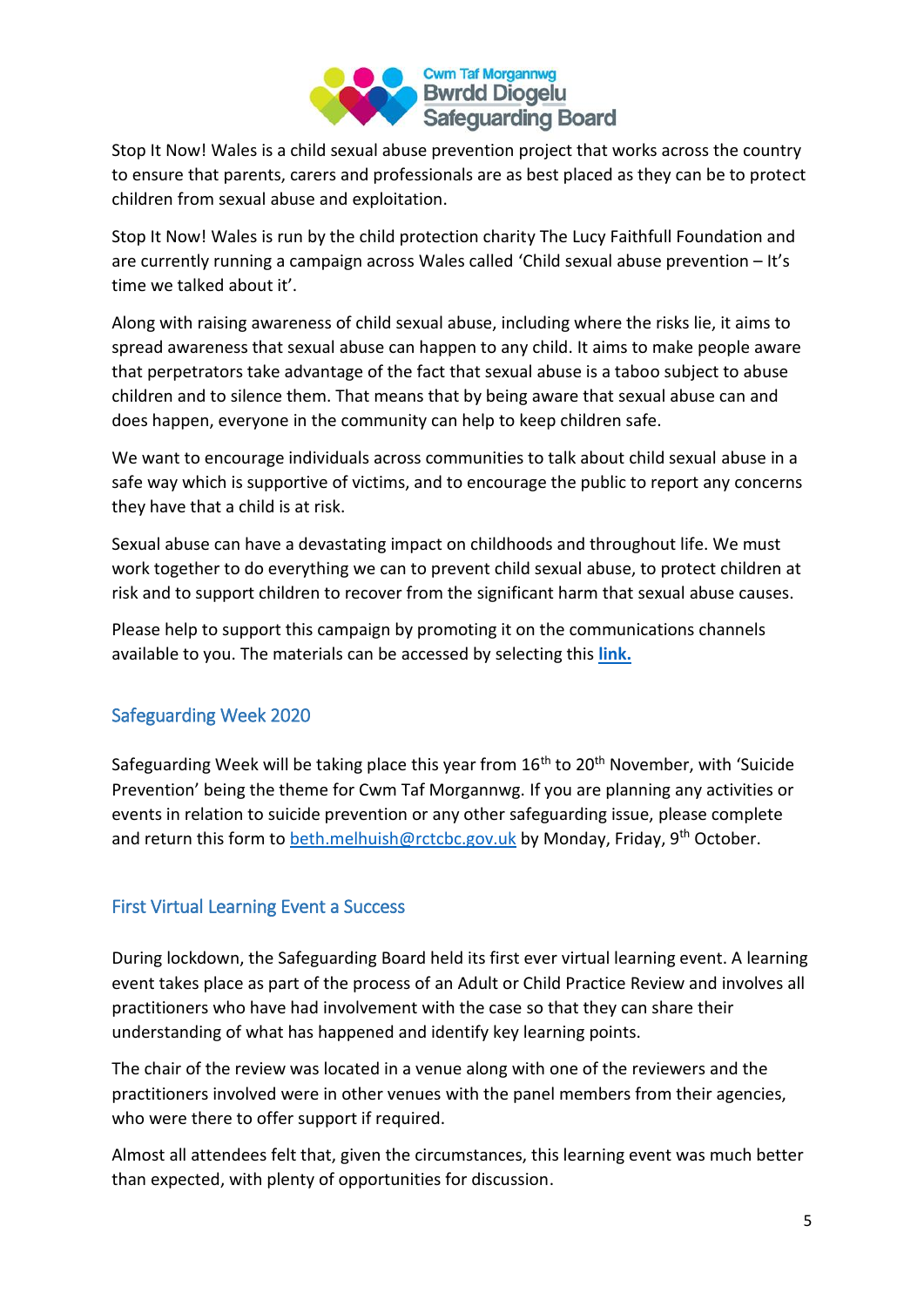Stop It Now! Wales is a child sexual abuse prevention project that works across the country to ensure that parents, carers and professionals are as best placed as they can be to protect children from sexual abuse and exploitation.

Stop It Now! Wales is run by the child protection charity The Lucy Faithfull Foundation and are currently running a campaign across Wales called 'Child sexual abuse prevention – It's time we talked about it'.

Along with raising awareness of child sexual abuse, including where the risks lie, it aims to spread awareness that sexual abuse can happen to any child. It aims to make people aware that perpetrators take advantage of the fact that sexual abuse is a taboo subject to abuse children and to silence them. That means that by being aware that sexual abuse can and does happen, everyone in the community can help to keep children safe.

We want to encourage individuals across communities to talk about child sexual abuse in a safe way which is supportive of victims, and to encourage the public to report any concerns they have that a child is at risk.

Sexual abuse can have a devastating impact on childhoods and throughout life. We must work together to do everything we can to prevent child sexual abuse, to protect children at risk and to support children to recover from the significant harm that sexual abuse causes.

Please help to support this campaign by promoting it on the communications channels available to you. The materials can be accessed by selecting this **link.**

## Safeguarding Week 2020

Safeguarding Week will be taking place this year from 16th to 20th November, with 'Suicide Prevention' being the theme for Cwm Taf Morgannwg. If you are planning any activities or events in relation to suicide prevention or any other safeguarding issue, please complete and return this form to beth.melhuish@rctcbc.gov.uk by Monday, Friday, 9th October.

## First Virtual Learning Event a Success

During lockdown, the Safeguarding Board held its first ever virtual learning event. A learning event takes place as part of the process of an Adult or Child Practice Review and involves all practitioners who have had involvement with the case so that they can share their understanding of what has happened and identify key learning points.

The chair of the review was located in a venue along with one of the reviewers and the practitioners involved were in other venues with the panel members from their agencies, who were there to offer support if required.

Almost all attendees felt that, given the circumstances, this learning event was much better than expected, with plenty of opportunities for discussion.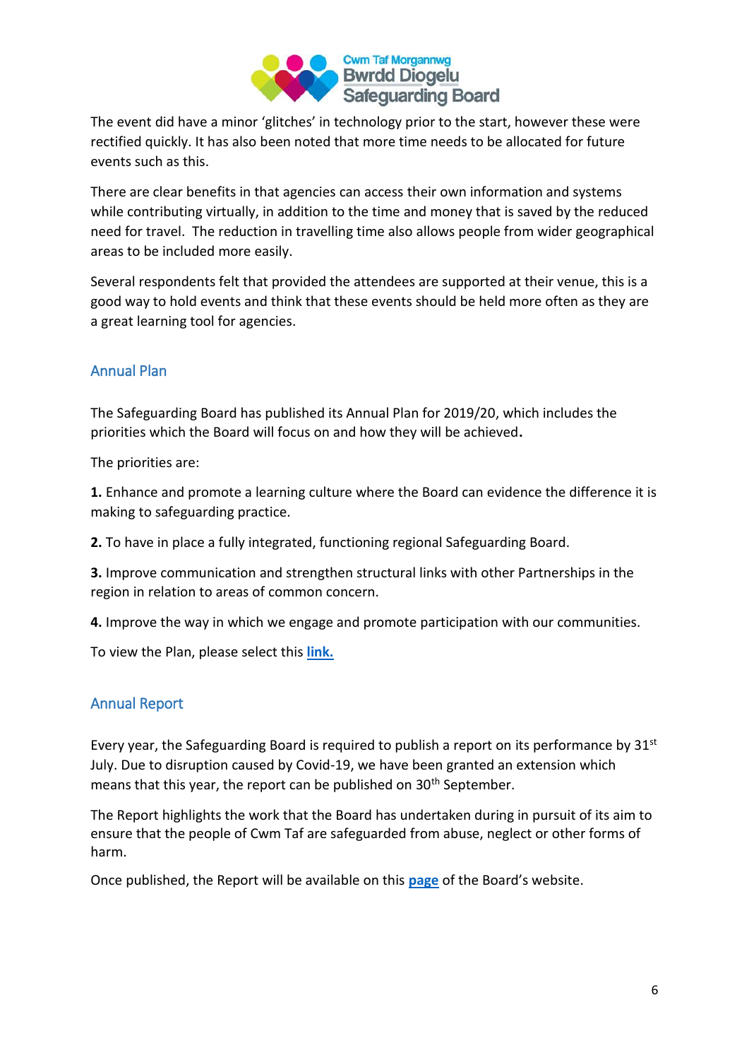The event did have a minor 'glitches' in technology prior to the start, however these were rectified quickly. It has also been noted that more time needs to be allocated for future events such as this.

There are clear benefits in that agencies can access their own information and systems while contributing virtually, in addition to the time and money that is saved by the reduced need for travel. The reduction in travelling time also allows people from wider geographical areas to be included more easily.

Several respondents felt that provided the attendees are supported at their venue, this is a good way to hold events and think that these events should be held more often as they are a great learning tool for agencies.

## Annual Plan

The Safeguarding Board has published its Annual Plan for 2019/20, which includes the priorities which the Board will focus on and how they will be achieved**.**

The priorities are:

**1.** Enhance and promote a learning culture where the Board can evidence the difference it is making to safeguarding practice.

**2.** To have in place a fully integrated, functioning regional Safeguarding Board.

**3.** Improve communication and strengthen structural links with other Partnerships in the region in relation to areas of common concern.

**4.** Improve the way in which we engage and promote participation with our communities.

To view the Plan, please select this **link.**

## Annual Report

Every year, the Safeguarding Board is required to publish a report on its performance by 31st July. Due to disruption caused by Covid-19, we have been granted an extension which means that this year, the report can be published on 30th September.

The Report highlights the work that the Board has undertaken during in pursuit of its aim to ensure that the people of Cwm Taf are safeguarded from abuse, neglect or other forms of harm.

Once published, the Report will be available on this **page** of the Board's website.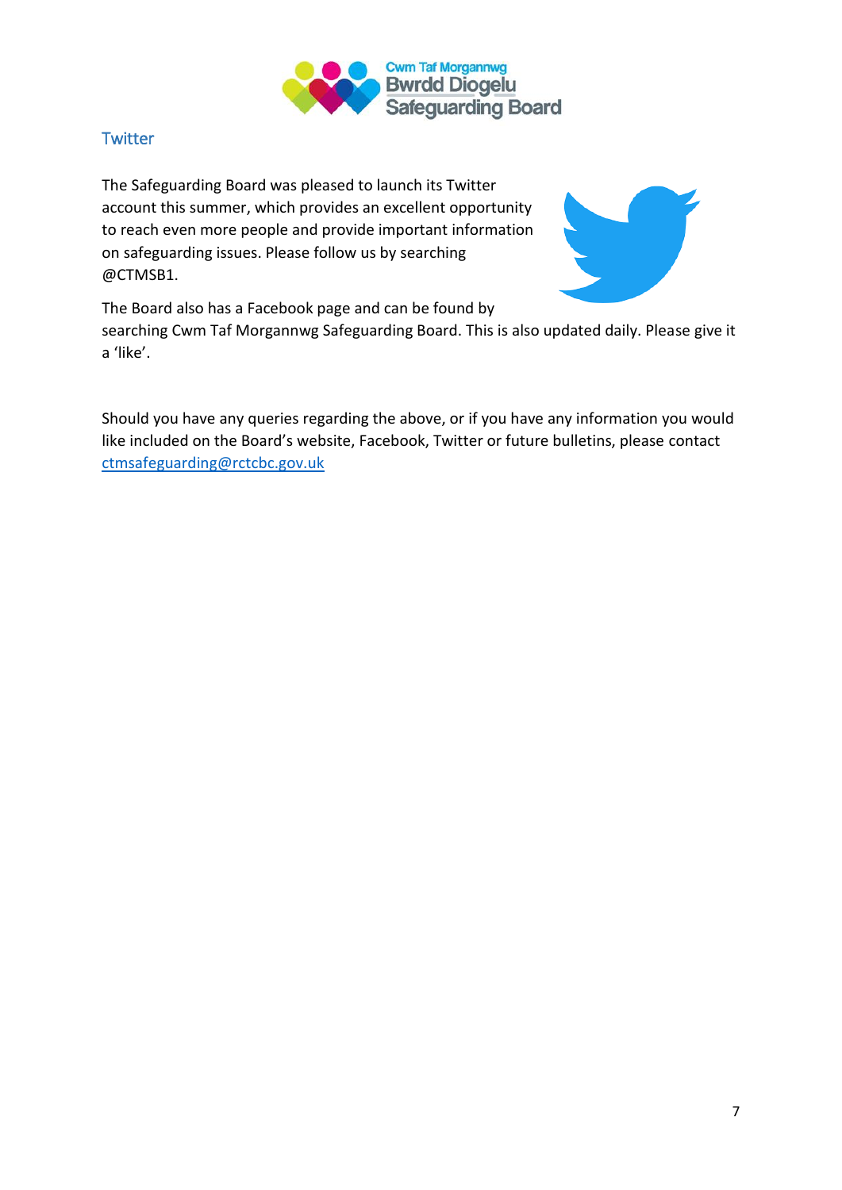## Twitter

The Safeguarding Board was pleased to launch its Twitter account this summer, which provides an excellent opportunity to reach even more people and provide important information on safeguarding issues. Please follow us by searching @CTMSB1.

The Board also has a Facebook page and can be found by searching Cwm Taf Morgannwg Safeguarding Board. This is also updated daily. Please give it a 'like'.

Should you have any queries regarding the above, or if you have any information you would like included on the Board's website, Facebook, Twitter or future bulletins, please contact ctmsafeguarding@rctcbc.gov.uk